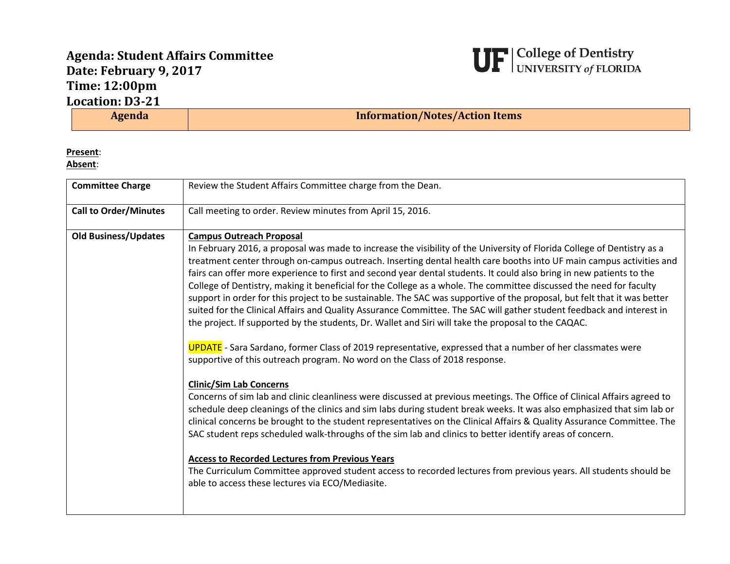# Agenda: Student Affairs Committee
**Date: February 9, 2017**
**Time: 12:00pm**
**Location: D3-21**

UF | College of Dentistry
UNIVERSITY *of* FLORIDA

| Agenda | Information/Notes/Action Items |
|---|---|

**Present**:
**Absent**:

| | |
|---|---|
| **Committee Charge** | Review the Student Affairs Committee charge from the Dean. |
| **Call to Order/Minutes** | Call meeting to order. Review minutes from April 15, 2016. |
| **Old Business/Updates** | **Campus Outreach Proposal**<br>In February 2016, a proposal was made to increase the visibility of the University of Florida College of Dentistry as a treatment center through on-campus outreach. Inserting dental health care booths into UF main campus activities and fairs can offer more experience to first and second year dental students. It could also bring in new patients to the College of Dentistry, making it beneficial for the College as a whole. The committee discussed the need for faculty support in order for this project to be sustainable. The SAC was supportive of the proposal, but felt that it was better suited for the Clinical Affairs and Quality Assurance Committee. The SAC will gather student feedback and interest in the project. If supported by the students, Dr. Wallet and Siri will take the proposal to the CAQAC.<br><br>UPDATE - Sara Sardano, former Class of 2019 representative, expressed that a number of her classmates were supportive of this outreach program. No word on the Class of 2018 response.<br><br>**Clinic/Sim Lab Concerns**<br>Concerns of sim lab and clinic cleanliness were discussed at previous meetings. The Office of Clinical Affairs agreed to schedule deep cleanings of the clinics and sim labs during student break weeks. It was also emphasized that sim lab or clinical concerns be brought to the student representatives on the Clinical Affairs & Quality Assurance Committee. The SAC student reps scheduled walk-throughs of the sim lab and clinics to better identify areas of concern.<br><br>**Access to Recorded Lectures from Previous Years**<br>The Curriculum Committee approved student access to recorded lectures from previous years. All students should be able to access these lectures via ECO/Mediasite. |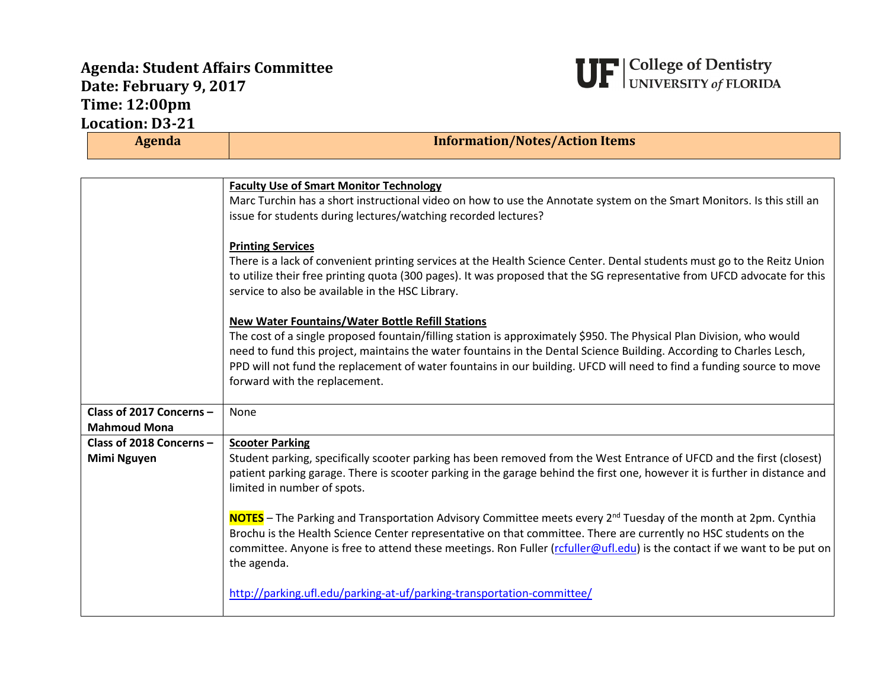# Agenda: Student Affairs Committee
# Date: February 9, 2017
# Time: 12:00pm
# Location: D3-21

UF | College of Dentistry UNIVERSITY *of* FLORIDA

| Agenda | Information/Notes/Action Items |
|---|---|
| | **<u>Faculty Use of Smart Monitor Technology</u>**<br>Marc Turchin has a short instructional video on how to use the Annotate system on the Smart Monitors. Is this still an issue for students during lectures/watching recorded lectures?<br><br>**<u>Printing Services</u>**<br>There is a lack of convenient printing services at the Health Science Center. Dental students must go to the Reitz Union to utilize their free printing quota (300 pages). It was proposed that the SG representative from UFCD advocate for this service to also be available in the HSC Library.<br><br>**<u>New Water Fountains/Water Bottle Refill Stations</u>**<br>The cost of a single proposed fountain/filling station is approximately $950. The Physical Plan Division, who would need to fund this project, maintains the water fountains in the Dental Science Building. According to Charles Lesch, PPD will not fund the replacement of water fountains in our building. UFCD will need to find a funding source to move forward with the replacement. |
| **Class of 2017 Concerns – Mahmoud Mona** | None |
| **Class of 2018 Concerns – Mimi Nguyen** | **<u>Scooter Parking</u>**<br>Student parking, specifically scooter parking has been removed from the West Entrance of UFCD and the first (closest) patient parking garage. There is scooter parking in the garage behind the first one, however it is further in distance and limited in number of spots.<br><br>**NOTES** – The Parking and Transportation Advisory Committee meets every 2nd Tuesday of the month at 2pm. Cynthia Brochu is the Health Science Center representative on that committee. There are currently no HSC students on the committee. Anyone is free to attend these meetings. Ron Fuller (rcfuller@ufl.edu) is the contact if we want to be put on the agenda.<br><br>http://parking.ufl.edu/parking-at-uf/parking-transportation-committee/ |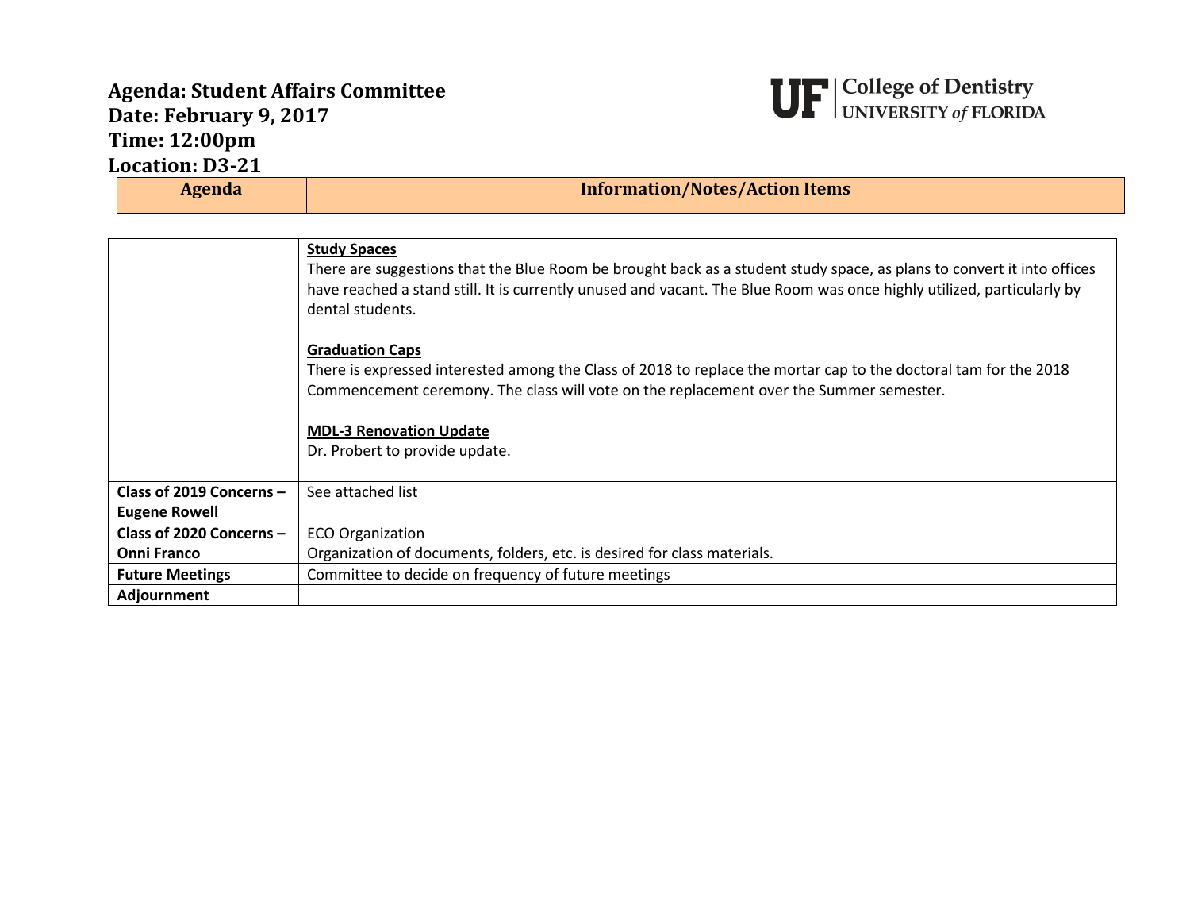**Agenda: Student Affairs Committee**
**Date: February 9, 2017**
**Time: 12:00pm**
**Location: D3-21**

| Agenda | Information/Notes/Action Items |
|---|---|
| | **Study Spaces**<br>There are suggestions that the Blue Room be brought back as a student study space, as plans to convert it into offices have reached a stand still. It is currently unused and vacant. The Blue Room was once highly utilized, particularly by dental students.<br><br>**Graduation Caps**<br>There is expressed interested among the Class of 2018 to replace the mortar cap to the doctoral tam for the 2018 Commencement ceremony. The class will vote on the replacement over the Summer semester.<br><br>**MDL-3 Renovation Update**<br>Dr. Probert to provide update. |
| **Class of 2019 Concerns – Eugene Rowell** | See attached list |
| **Class of 2020 Concerns – Onni Franco** | ECO Organization<br>Organization of documents, folders, etc. is desired for class materials. |
| **Future Meetings** | Committee to decide on frequency of future meetings |
| **Adjournment** | |